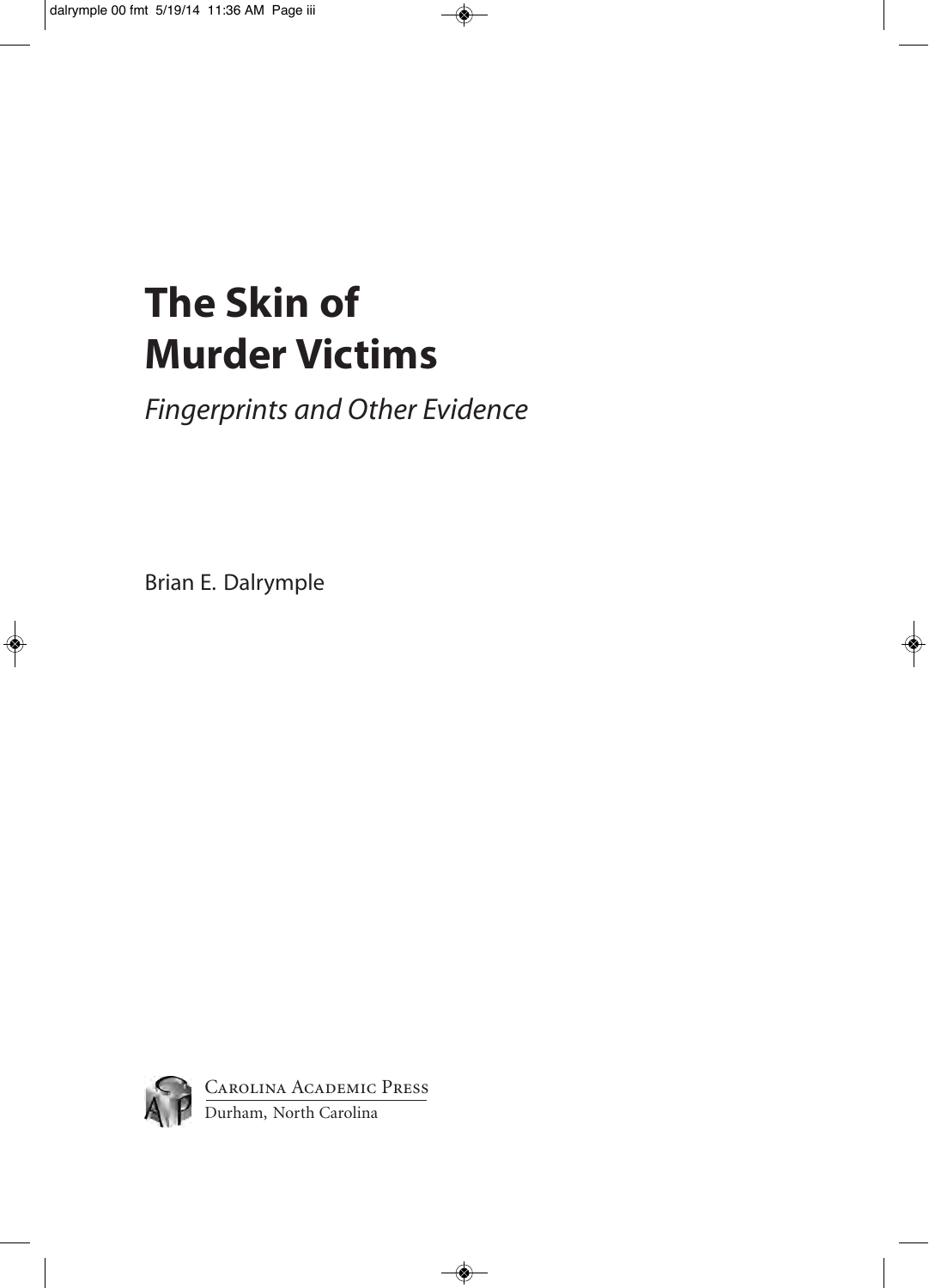# The Skin of Murder Victims

*Fingerprints and Other Evidence*

Brian E. Dalrymple

Carolina Academic Press
Durham, North Carolina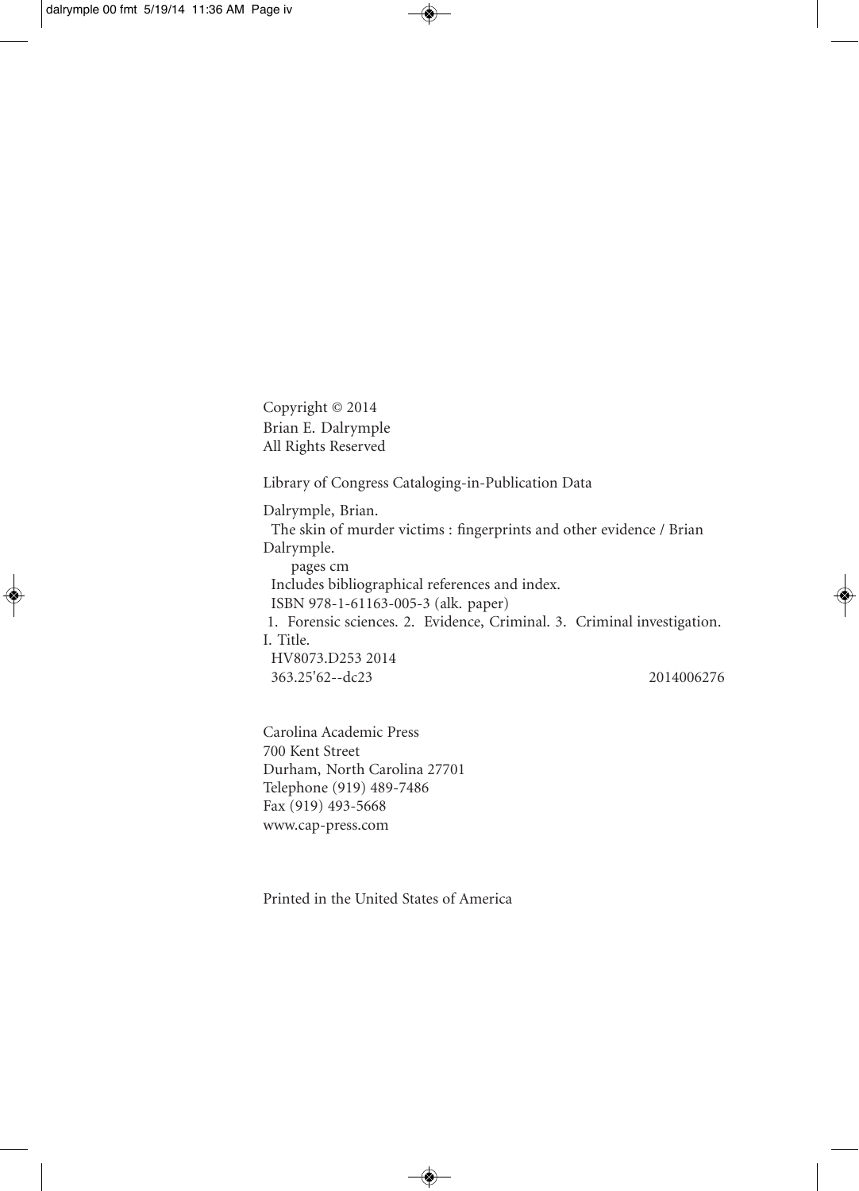Copyright © 2014
Brian E. Dalrymple
All Rights Reserved

Library of Congress Cataloging-in-Publication Data

Dalrymple, Brian.
The skin of murder victims : fingerprints and other evidence / Brian Dalrymple.
pages cm
Includes bibliographical references and index.
ISBN 978-1-61163-005-3 (alk. paper)
1. Forensic sciences. 2. Evidence, Criminal. 3. Criminal investigation. I. Title.
HV8073.D253 2014
363.25'62--dc23 2014006276

Carolina Academic Press
700 Kent Street
Durham, North Carolina 27701
Telephone (919) 489-7486
Fax (919) 493-5668
www.cap-press.com

Printed in the United States of America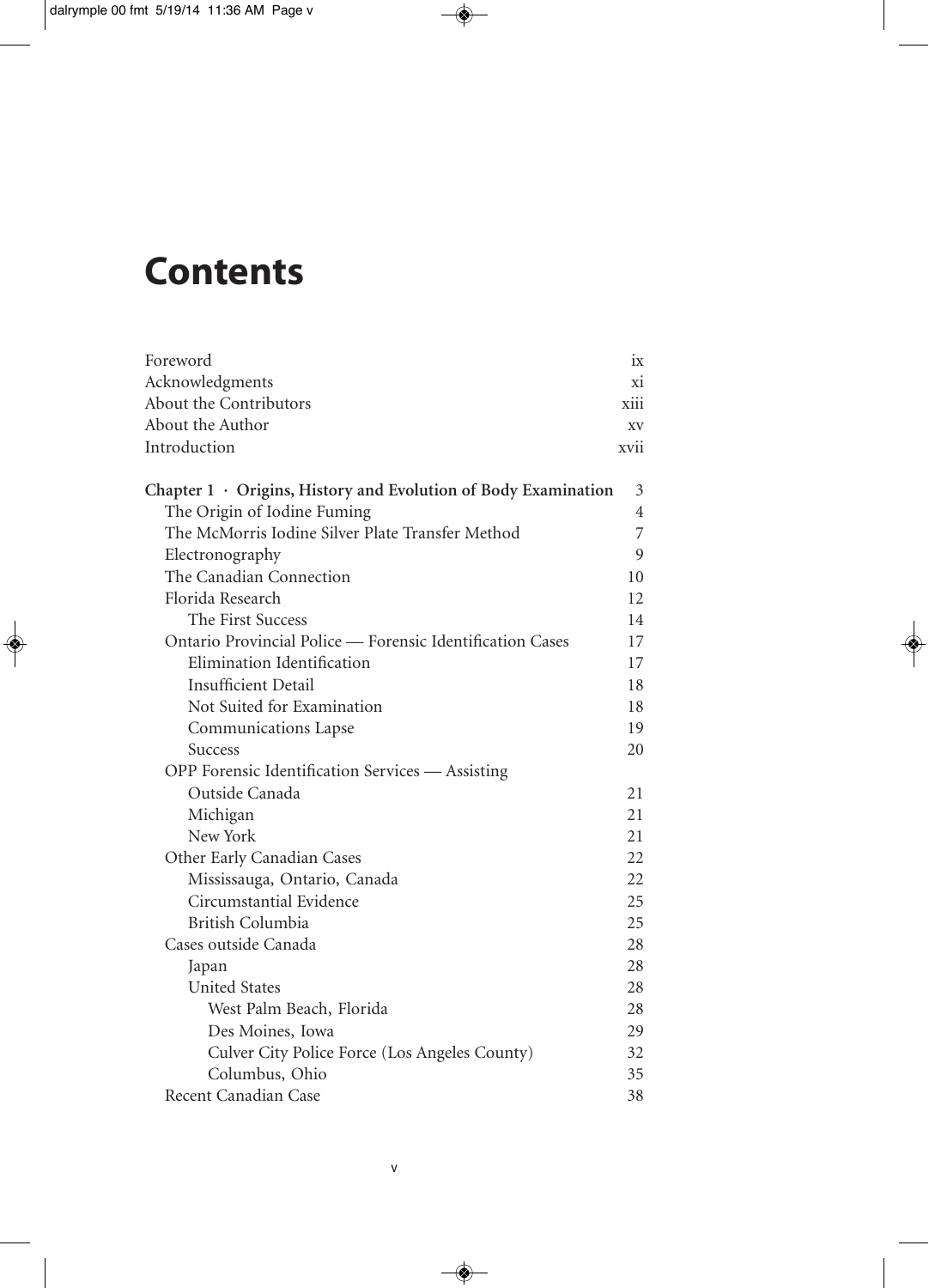# Contents

| | |
|---|---|
| Foreword | ix |
| Acknowledgments | xi |
| About the Contributors | xiii |
| About the Author | xv |
| Introduction | xvii |
| **Chapter 1 · Origins, History and Evolution of Body Examination** | **3** |
| The Origin of Iodine Fuming | 4 |
| The McMorris Iodine Silver Plate Transfer Method | 7 |
| Electronography | 9 |
| The Canadian Connection | 10 |
| Florida Research | 12 |
| The First Success | 14 |
| Ontario Provincial Police — Forensic Identification Cases | 17 |
| Elimination Identification | 17 |
| Insufficient Detail | 18 |
| Not Suited for Examination | 18 |
| Communications Lapse | 19 |
| Success | 20 |
| OPP Forensic Identification Services — Assisting Outside Canada | 21 |
| Michigan | 21 |
| New York | 21 |
| Other Early Canadian Cases | 22 |
| Mississauga, Ontario, Canada | 22 |
| Circumstantial Evidence | 25 |
| British Columbia | 25 |
| Cases outside Canada | 28 |
| Japan | 28 |
| United States | 28 |
| West Palm Beach, Florida | 28 |
| Des Moines, Iowa | 29 |
| Culver City Police Force (Los Angeles County) | 32 |
| Columbus, Ohio | 35 |
| Recent Canadian Case | 38 |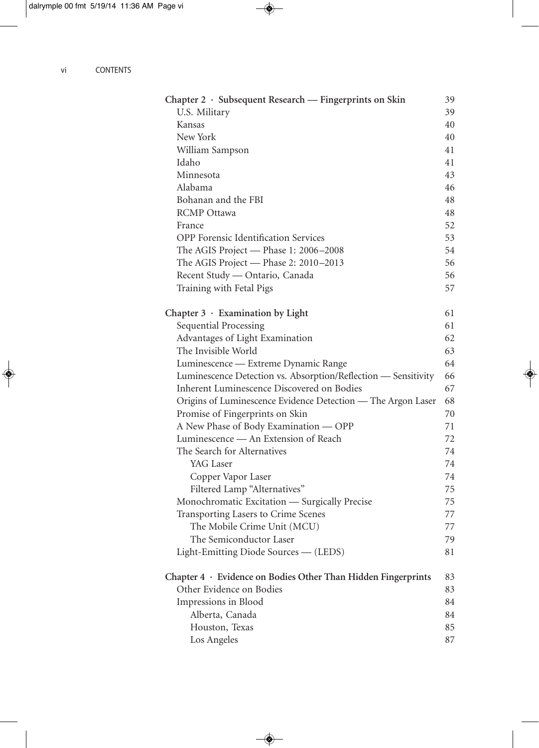| | |
|---|---|
| **Chapter 2 · Subsequent Research — Fingerprints on Skin** | 39 |
| U.S. Military | 39 |
| Kansas | 40 |
| New York | 40 |
| William Sampson | 41 |
| Idaho | 41 |
| Minnesota | 43 |
| Alabama | 46 |
| Bohanan and the FBI | 48 |
| RCMP Ottawa | 48 |
| France | 52 |
| OPP Forensic Identification Services | 53 |
| The AGIS Project — Phase 1: 2006–2008 | 54 |
| The AGIS Project — Phase 2: 2010–2013 | 56 |
| Recent Study — Ontario, Canada | 56 |
| Training with Fetal Pigs | 57 |
| **Chapter 3 · Examination by Light** | 61 |
| Sequential Processing | 61 |
| Advantages of Light Examination | 62 |
| The Invisible World | 63 |
| Luminescence — Extreme Dynamic Range | 64 |
| Luminescence Detection vs. Absorption/Reflection — Sensitivity | 66 |
| Inherent Luminescence Discovered on Bodies | 67 |
| Origins of Luminescence Evidence Detection — The Argon Laser | 68 |
| Promise of Fingerprints on Skin | 70 |
| A New Phase of Body Examination — OPP | 71 |
| Luminescence — An Extension of Reach | 72 |
| The Search for Alternatives | 74 |
| YAG Laser | 74 |
| Copper Vapor Laser | 74 |
| Filtered Lamp "Alternatives" | 75 |
| Monochromatic Excitation — Surgically Precise | 75 |
| Transporting Lasers to Crime Scenes | 77 |
| The Mobile Crime Unit (MCU) | 77 |
| The Semiconductor Laser | 79 |
| Light-Emitting Diode Sources — (LEDS) | 81 |
| **Chapter 4 · Evidence on Bodies Other Than Hidden Fingerprints** | 83 |
| Other Evidence on Bodies | 83 |
| Impressions in Blood | 84 |
| Alberta, Canada | 84 |
| Houston, Texas | 85 |
| Los Angeles | 87 |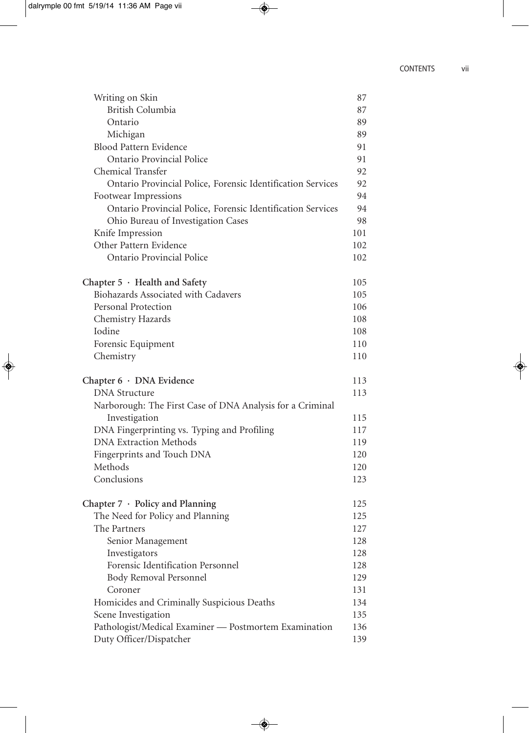| | |
|---|---|
| Writing on Skin | 87 |
| British Columbia | 87 |
| Ontario | 89 |
| Michigan | 89 |
| Blood Pattern Evidence | 91 |
| Ontario Provincial Police | 91 |
| Chemical Transfer | 92 |
| Ontario Provincial Police, Forensic Identification Services | 92 |
| Footwear Impressions | 94 |
| Ontario Provincial Police, Forensic Identification Services | 94 |
| Ohio Bureau of Investigation Cases | 98 |
| Knife Impression | 101 |
| Other Pattern Evidence | 102 |
| Ontario Provincial Police | 102 |

| | |
|---|---|
| **Chapter 5 · Health and Safety** | 105 |
| Biohazards Associated with Cadavers | 105 |
| Personal Protection | 106 |
| Chemistry Hazards | 108 |
| Iodine | 108 |
| Forensic Equipment | 110 |
| Chemistry | 110 |

| | |
|---|---|
| **Chapter 6 · DNA Evidence** | 113 |
| DNA Structure | 113 |
| Narborough: The First Case of DNA Analysis for a Criminal Investigation | 115 |
| DNA Fingerprinting vs. Typing and Profiling | 117 |
| DNA Extraction Methods | 119 |
| Fingerprints and Touch DNA | 120 |
| Methods | 120 |
| Conclusions | 123 |

| | |
|---|---|
| **Chapter 7 · Policy and Planning** | 125 |
| The Need for Policy and Planning | 125 |
| The Partners | 127 |
| Senior Management | 128 |
| Investigators | 128 |
| Forensic Identification Personnel | 128 |
| Body Removal Personnel | 129 |
| Coroner | 131 |
| Homicides and Criminally Suspicious Deaths | 134 |
| Scene Investigation | 135 |
| Pathologist/Medical Examiner — Postmortem Examination | 136 |
| Duty Officer/Dispatcher | 139 |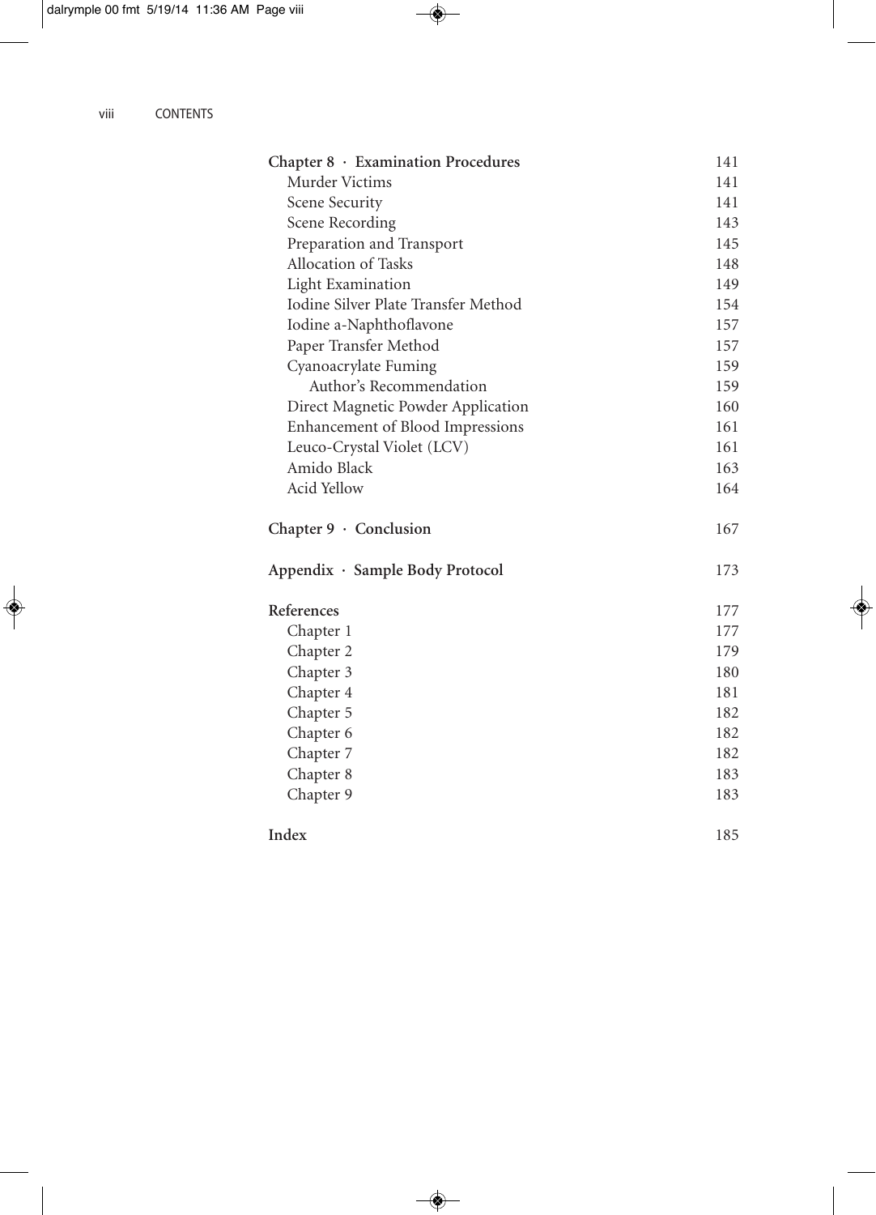| | |
|---|---|
| **Chapter 8 · Examination Procedures** | 141 |
| Murder Victims | 141 |
| Scene Security | 141 |
| Scene Recording | 143 |
| Preparation and Transport | 145 |
| Allocation of Tasks | 148 |
| Light Examination | 149 |
| Iodine Silver Plate Transfer Method | 154 |
| Iodine a-Naphthoflavone | 157 |
| Paper Transfer Method | 157 |
| Cyanoacrylate Fuming | 159 |
| Author's Recommendation | 159 |
| Direct Magnetic Powder Application | 160 |
| Enhancement of Blood Impressions | 161 |
| Leuco-Crystal Violet (LCV) | 161 |
| Amido Black | 163 |
| Acid Yellow | 164 |
| **Chapter 9 · Conclusion** | 167 |
| **Appendix · Sample Body Protocol** | 173 |
| **References** | 177 |
| Chapter 1 | 177 |
| Chapter 2 | 179 |
| Chapter 3 | 180 |
| Chapter 4 | 181 |
| Chapter 5 | 182 |
| Chapter 6 | 182 |
| Chapter 7 | 182 |
| Chapter 8 | 183 |
| Chapter 9 | 183 |
| **Index** | 185 |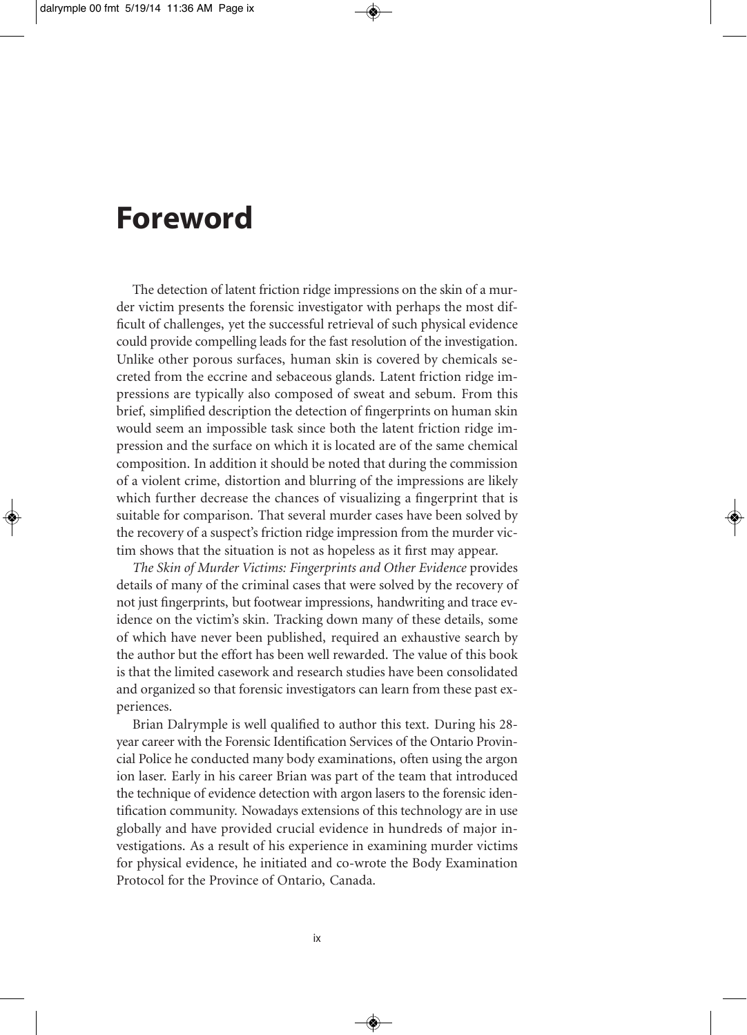# Foreword

The detection of latent friction ridge impressions on the skin of a murder victim presents the forensic investigator with perhaps the most difficult of challenges, yet the successful retrieval of such physical evidence could provide compelling leads for the fast resolution of the investigation. Unlike other porous surfaces, human skin is covered by chemicals secreted from the eccrine and sebaceous glands. Latent friction ridge impressions are typically also composed of sweat and sebum. From this brief, simplified description the detection of fingerprints on human skin would seem an impossible task since both the latent friction ridge impression and the surface on which it is located are of the same chemical composition. In addition it should be noted that during the commission of a violent crime, distortion and blurring of the impressions are likely which further decrease the chances of visualizing a fingerprint that is suitable for comparison. That several murder cases have been solved by the recovery of a suspect's friction ridge impression from the murder victim shows that the situation is not as hopeless as it first may appear.

*The Skin of Murder Victims: Fingerprints and Other Evidence* provides details of many of the criminal cases that were solved by the recovery of not just fingerprints, but footwear impressions, handwriting and trace evidence on the victim's skin. Tracking down many of these details, some of which have never been published, required an exhaustive search by the author but the effort has been well rewarded. The value of this book is that the limited casework and research studies have been consolidated and organized so that forensic investigators can learn from these past experiences.

Brian Dalrymple is well qualified to author this text. During his 28-year career with the Forensic Identification Services of the Ontario Provincial Police he conducted many body examinations, often using the argon ion laser. Early in his career Brian was part of the team that introduced the technique of evidence detection with argon lasers to the forensic identification community. Nowadays extensions of this technology are in use globally and have provided crucial evidence in hundreds of major investigations. As a result of his experience in examining murder victims for physical evidence, he initiated and co-wrote the Body Examination Protocol for the Province of Ontario, Canada.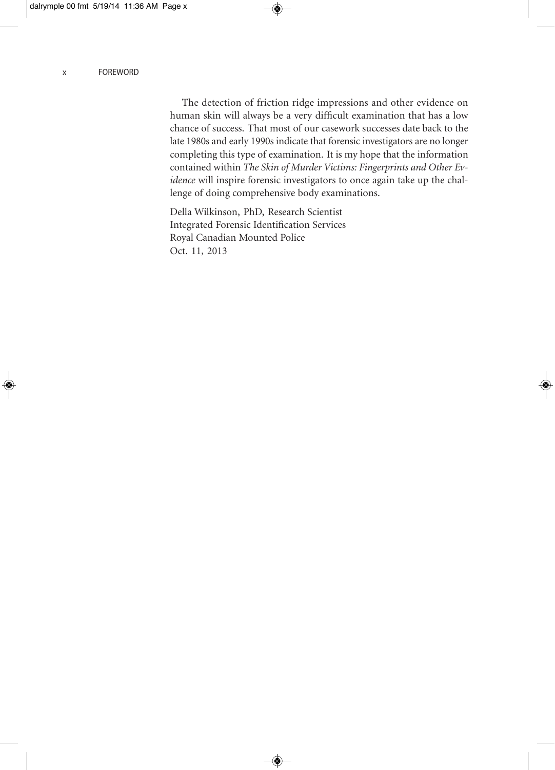The detection of friction ridge impressions and other evidence on human skin will always be a very difficult examination that has a low chance of success. That most of our casework successes date back to the late 1980s and early 1990s indicate that forensic investigators are no longer completing this type of examination. It is my hope that the information contained within *The Skin of Murder Victims: Fingerprints and Other Evidence* will inspire forensic investigators to once again take up the challenge of doing comprehensive body examinations.

Della Wilkinson, PhD, Research Scientist
Integrated Forensic Identification Services
Royal Canadian Mounted Police
Oct. 11, 2013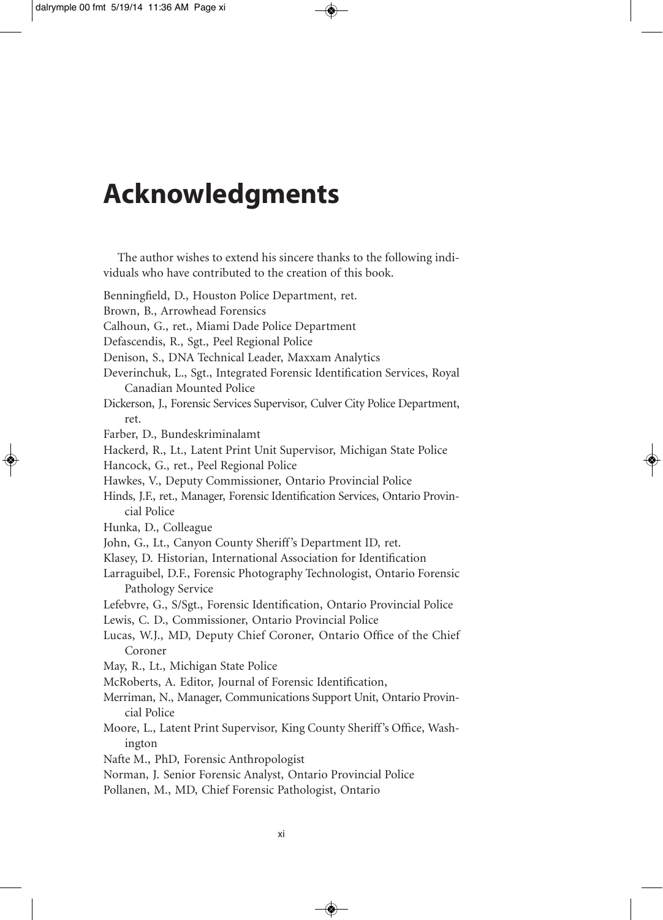# Acknowledgments

The author wishes to extend his sincere thanks to the following individuals who have contributed to the creation of this book.

Benningfield, D., Houston Police Department, ret.  
Brown, B., Arrowhead Forensics  
Calhoun, G., ret., Miami Dade Police Department  
Defascendis, R., Sgt., Peel Regional Police  
Denison, S., DNA Technical Leader, Maxxam Analytics  
Deverinchuk, L., Sgt., Integrated Forensic Identification Services, Royal Canadian Mounted Police  
Dickerson, J., Forensic Services Supervisor, Culver City Police Department, ret.  
Farber, D., Bundeskriminalamt  
Hackerd, R., Lt., Latent Print Unit Supervisor, Michigan State Police  
Hancock, G., ret., Peel Regional Police  
Hawkes, V., Deputy Commissioner, Ontario Provincial Police  
Hinds, J.F., ret., Manager, Forensic Identification Services, Ontario Provincial Police  
Hunka, D., Colleague  
John, G., Lt., Canyon County Sheriff's Department ID, ret.  
Klasey, D. Historian, International Association for Identification  
Larraguibel, D.F., Forensic Photography Technologist, Ontario Forensic Pathology Service  
Lefebvre, G., S/Sgt., Forensic Identification, Ontario Provincial Police  
Lewis, C. D., Commissioner, Ontario Provincial Police  
Lucas, W.J., MD, Deputy Chief Coroner, Ontario Office of the Chief Coroner  
May, R., Lt., Michigan State Police  
McRoberts, A. Editor, Journal of Forensic Identification,  
Merriman, N., Manager, Communications Support Unit, Ontario Provincial Police  
Moore, L., Latent Print Supervisor, King County Sheriff's Office, Washington  
Nafte M., PhD, Forensic Anthropologist  
Norman, J. Senior Forensic Analyst, Ontario Provincial Police  
Pollanen, M., MD, Chief Forensic Pathologist, Ontario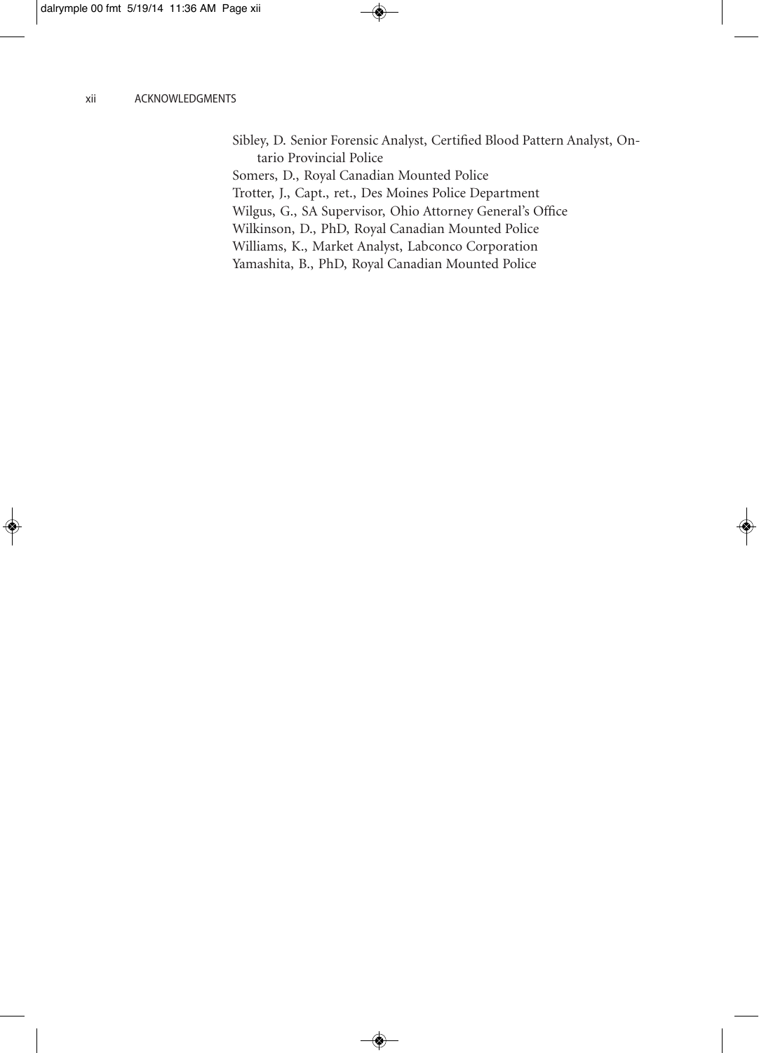Sibley, D. Senior Forensic Analyst, Certified Blood Pattern Analyst, Ontario Provincial Police

Somers, D., Royal Canadian Mounted Police

Trotter, J., Capt., ret., Des Moines Police Department

Wilgus, G., SA Supervisor, Ohio Attorney General's Office

Wilkinson, D., PhD, Royal Canadian Mounted Police

Williams, K., Market Analyst, Labconco Corporation

Yamashita, B., PhD, Royal Canadian Mounted Police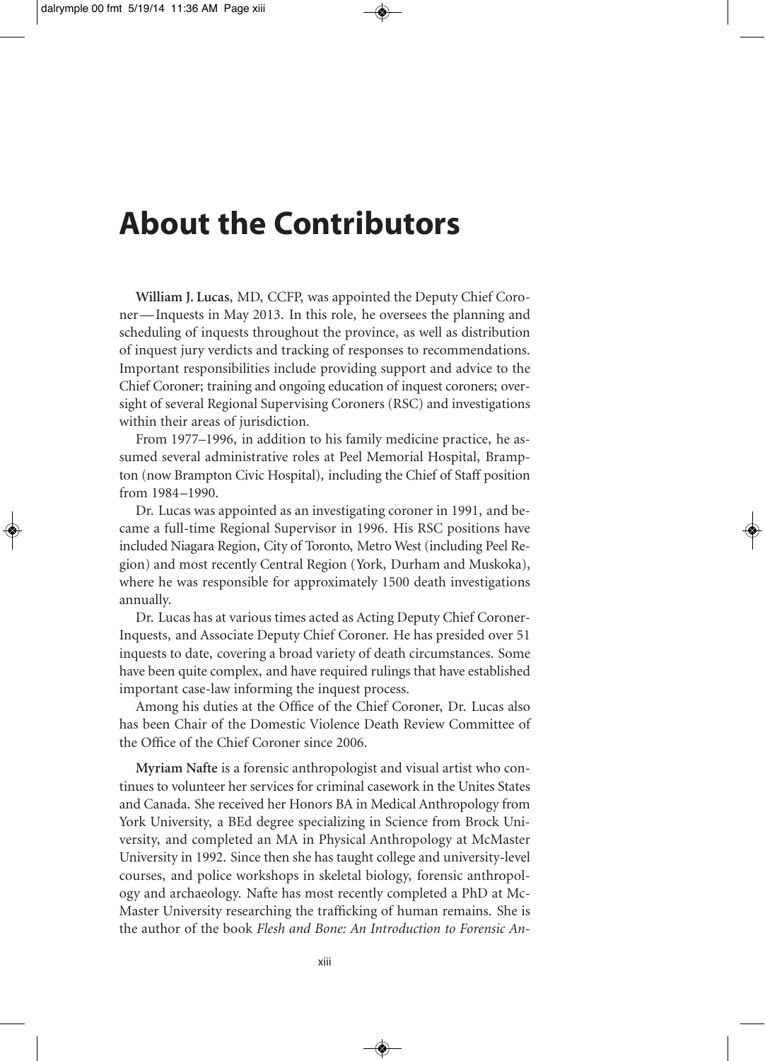# About the Contributors

**William J. Lucas**, MD, CCFP, was appointed the Deputy Chief Coroner—Inquests in May 2013. In this role, he oversees the planning and scheduling of inquests throughout the province, as well as distribution of inquest jury verdicts and tracking of responses to recommendations. Important responsibilities include providing support and advice to the Chief Coroner; training and ongoing education of inquest coroners; oversight of several Regional Supervising Coroners (RSC) and investigations within their areas of jurisdiction.

From 1977–1996, in addition to his family medicine practice, he assumed several administrative roles at Peel Memorial Hospital, Brampton (now Brampton Civic Hospital), including the Chief of Staff position from 1984–1990.

Dr. Lucas was appointed as an investigating coroner in 1991, and became a full-time Regional Supervisor in 1996. His RSC positions have included Niagara Region, City of Toronto, Metro West (including Peel Region) and most recently Central Region (York, Durham and Muskoka), where he was responsible for approximately 1500 death investigations annually.

Dr. Lucas has at various times acted as Acting Deputy Chief Coroner-Inquests, and Associate Deputy Chief Coroner. He has presided over 51 inquests to date, covering a broad variety of death circumstances. Some have been quite complex, and have required rulings that have established important case-law informing the inquest process.

Among his duties at the Office of the Chief Coroner, Dr. Lucas also has been Chair of the Domestic Violence Death Review Committee of the Office of the Chief Coroner since 2006.

**Myriam Nafte** is a forensic anthropologist and visual artist who continues to volunteer her services for criminal casework in the Unites States and Canada. She received her Honors BA in Medical Anthropology from York University, a BEd degree specializing in Science from Brock University, and completed an MA in Physical Anthropology at McMaster University in 1992. Since then she has taught college and university-level courses, and police workshops in skeletal biology, forensic anthropology and archaeology. Nafte has most recently completed a PhD at McMaster University researching the trafficking of human remains. She is the author of the book *Flesh and Bone: An Introduction to Forensic An-*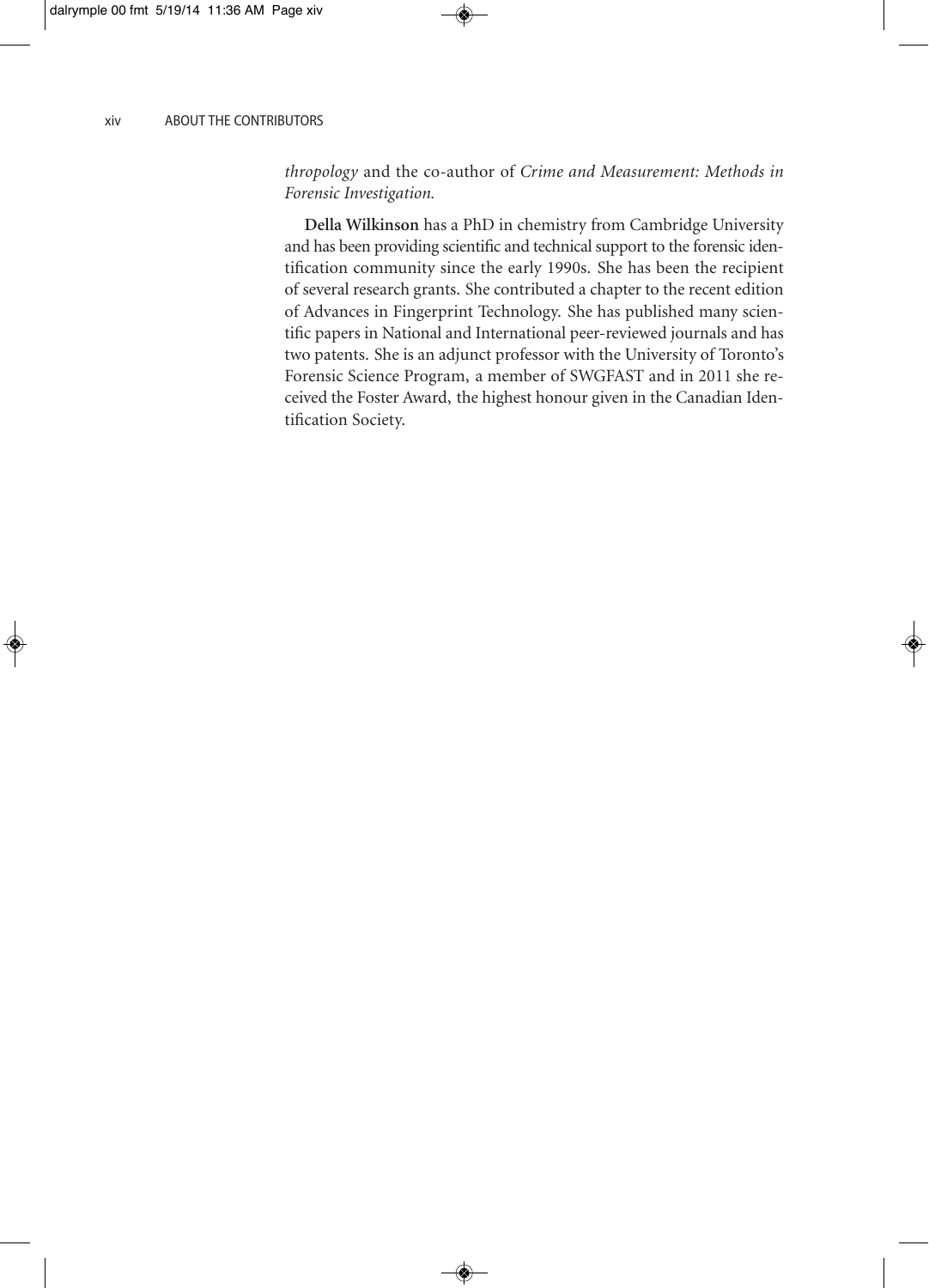*thropology* and the co-author of *Crime and Measurement: Methods in Forensic Investigation.*

**Della Wilkinson** has a PhD in chemistry from Cambridge University and has been providing scientific and technical support to the forensic identification community since the early 1990s. She has been the recipient of several research grants. She contributed a chapter to the recent edition of Advances in Fingerprint Technology. She has published many scientific papers in National and International peer-reviewed journals and has two patents. She is an adjunct professor with the University of Toronto's Forensic Science Program, a member of SWGFAST and in 2011 she received the Foster Award, the highest honour given in the Canadian Identification Society.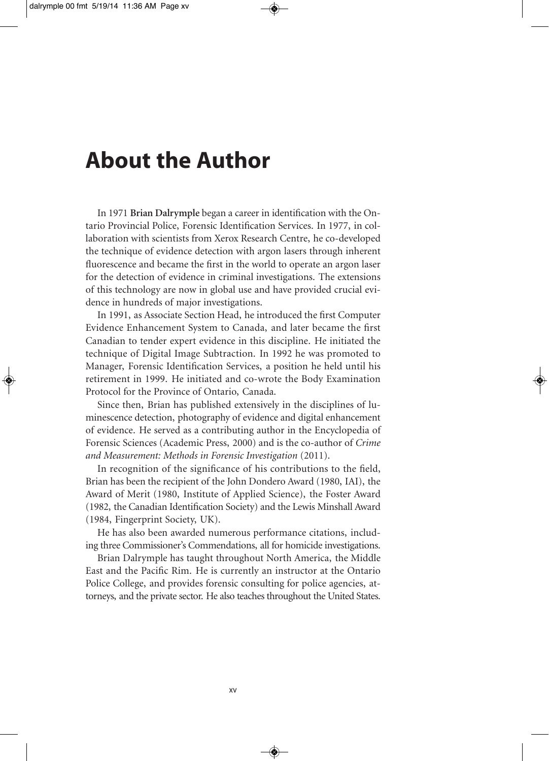# About the Author

In 1971 **Brian Dalrymple** began a career in identification with the Ontario Provincial Police, Forensic Identification Services. In 1977, in collaboration with scientists from Xerox Research Centre, he co-developed the technique of evidence detection with argon lasers through inherent fluorescence and became the first in the world to operate an argon laser for the detection of evidence in criminal investigations. The extensions of this technology are now in global use and have provided crucial evidence in hundreds of major investigations.

In 1991, as Associate Section Head, he introduced the first Computer Evidence Enhancement System to Canada, and later became the first Canadian to tender expert evidence in this discipline. He initiated the technique of Digital Image Subtraction. In 1992 he was promoted to Manager, Forensic Identification Services, a position he held until his retirement in 1999. He initiated and co-wrote the Body Examination Protocol for the Province of Ontario, Canada.

Since then, Brian has published extensively in the disciplines of luminescence detection, photography of evidence and digital enhancement of evidence. He served as a contributing author in the Encyclopedia of Forensic Sciences (Academic Press, 2000) and is the co-author of *Crime and Measurement: Methods in Forensic Investigation* (2011).

In recognition of the significance of his contributions to the field, Brian has been the recipient of the John Dondero Award (1980, IAI), the Award of Merit (1980, Institute of Applied Science), the Foster Award (1982, the Canadian Identification Society) and the Lewis Minshall Award (1984, Fingerprint Society, UK).

He has also been awarded numerous performance citations, including three Commissioner's Commendations, all for homicide investigations.

Brian Dalrymple has taught throughout North America, the Middle East and the Pacific Rim. He is currently an instructor at the Ontario Police College, and provides forensic consulting for police agencies, attorneys, and the private sector. He also teaches throughout the United States.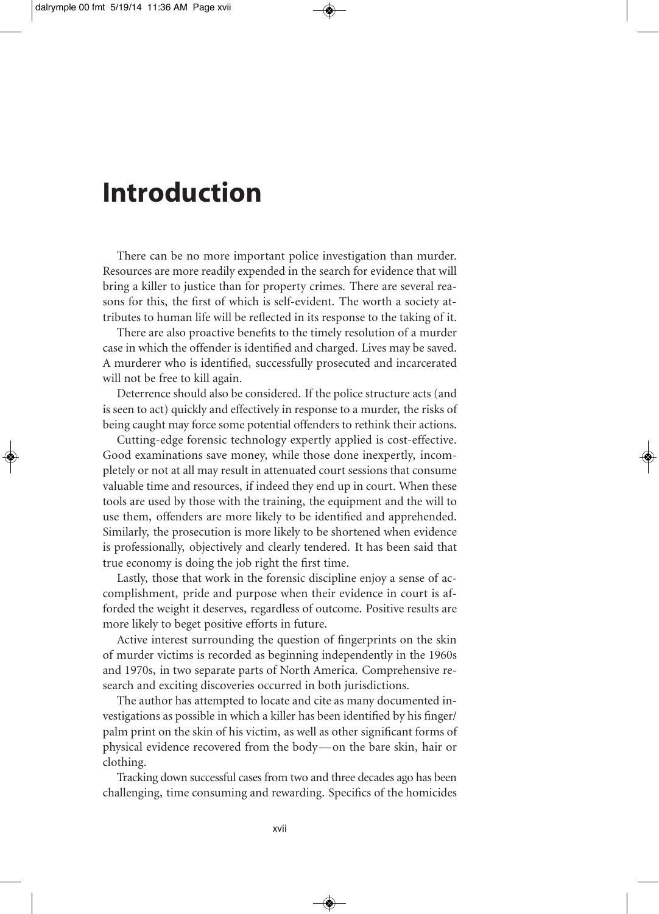# Introduction

There can be no more important police investigation than murder. Resources are more readily expended in the search for evidence that will bring a killer to justice than for property crimes. There are several reasons for this, the first of which is self-evident. The worth a society attributes to human life will be reflected in its response to the taking of it.

There are also proactive benefits to the timely resolution of a murder case in which the offender is identified and charged. Lives may be saved. A murderer who is identified, successfully prosecuted and incarcerated will not be free to kill again.

Deterrence should also be considered. If the police structure acts (and is seen to act) quickly and effectively in response to a murder, the risks of being caught may force some potential offenders to rethink their actions.

Cutting-edge forensic technology expertly applied is cost-effective. Good examinations save money, while those done inexpertly, incompletely or not at all may result in attenuated court sessions that consume valuable time and resources, if indeed they end up in court. When these tools are used by those with the training, the equipment and the will to use them, offenders are more likely to be identified and apprehended. Similarly, the prosecution is more likely to be shortened when evidence is professionally, objectively and clearly tendered. It has been said that true economy is doing the job right the first time.

Lastly, those that work in the forensic discipline enjoy a sense of accomplishment, pride and purpose when their evidence in court is afforded the weight it deserves, regardless of outcome. Positive results are more likely to beget positive efforts in future.

Active interest surrounding the question of fingerprints on the skin of murder victims is recorded as beginning independently in the 1960s and 1970s, in two separate parts of North America. Comprehensive research and exciting discoveries occurred in both jurisdictions.

The author has attempted to locate and cite as many documented investigations as possible in which a killer has been identified by his finger/palm print on the skin of his victim, as well as other significant forms of physical evidence recovered from the body—on the bare skin, hair or clothing.

Tracking down successful cases from two and three decades ago has been challenging, time consuming and rewarding. Specifics of the homicides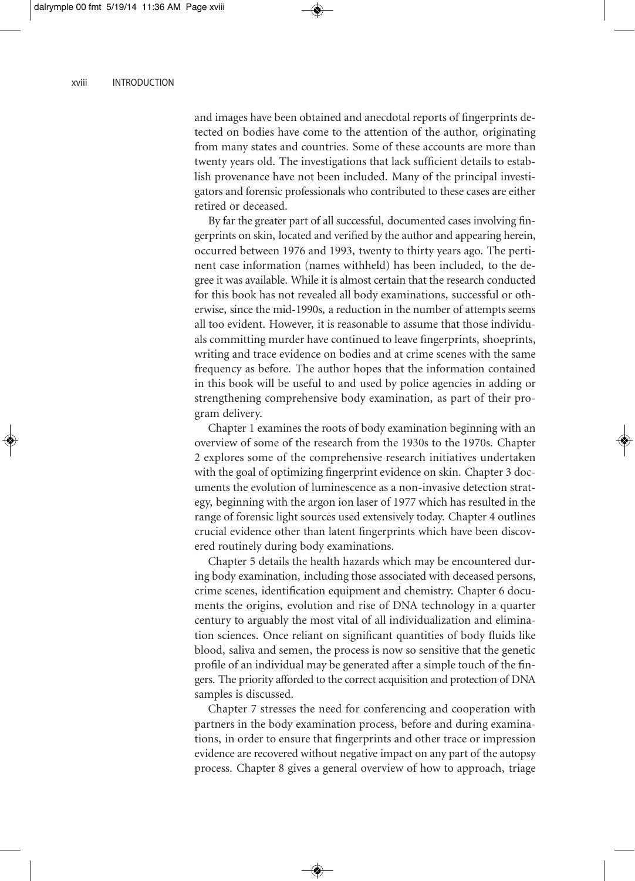and images have been obtained and anecdotal reports of fingerprints detected on bodies have come to the attention of the author, originating from many states and countries. Some of these accounts are more than twenty years old. The investigations that lack sufficient details to establish provenance have not been included. Many of the principal investigators and forensic professionals who contributed to these cases are either retired or deceased.

By far the greater part of all successful, documented cases involving fingerprints on skin, located and verified by the author and appearing herein, occurred between 1976 and 1993, twenty to thirty years ago. The pertinent case information (names withheld) has been included, to the degree it was available. While it is almost certain that the research conducted for this book has not revealed all body examinations, successful or otherwise, since the mid-1990s, a reduction in the number of attempts seems all too evident. However, it is reasonable to assume that those individuals committing murder have continued to leave fingerprints, shoeprints, writing and trace evidence on bodies and at crime scenes with the same frequency as before. The author hopes that the information contained in this book will be useful to and used by police agencies in adding or strengthening comprehensive body examination, as part of their program delivery.

Chapter 1 examines the roots of body examination beginning with an overview of some of the research from the 1930s to the 1970s. Chapter 2 explores some of the comprehensive research initiatives undertaken with the goal of optimizing fingerprint evidence on skin. Chapter 3 documents the evolution of luminescence as a non-invasive detection strategy, beginning with the argon ion laser of 1977 which has resulted in the range of forensic light sources used extensively today. Chapter 4 outlines crucial evidence other than latent fingerprints which have been discovered routinely during body examinations.

Chapter 5 details the health hazards which may be encountered during body examination, including those associated with deceased persons, crime scenes, identification equipment and chemistry. Chapter 6 documents the origins, evolution and rise of DNA technology in a quarter century to arguably the most vital of all individualization and elimination sciences. Once reliant on significant quantities of body fluids like blood, saliva and semen, the process is now so sensitive that the genetic profile of an individual may be generated after a simple touch of the fingers. The priority afforded to the correct acquisition and protection of DNA samples is discussed.

Chapter 7 stresses the need for conferencing and cooperation with partners in the body examination process, before and during examinations, in order to ensure that fingerprints and other trace or impression evidence are recovered without negative impact on any part of the autopsy process. Chapter 8 gives a general overview of how to approach, triage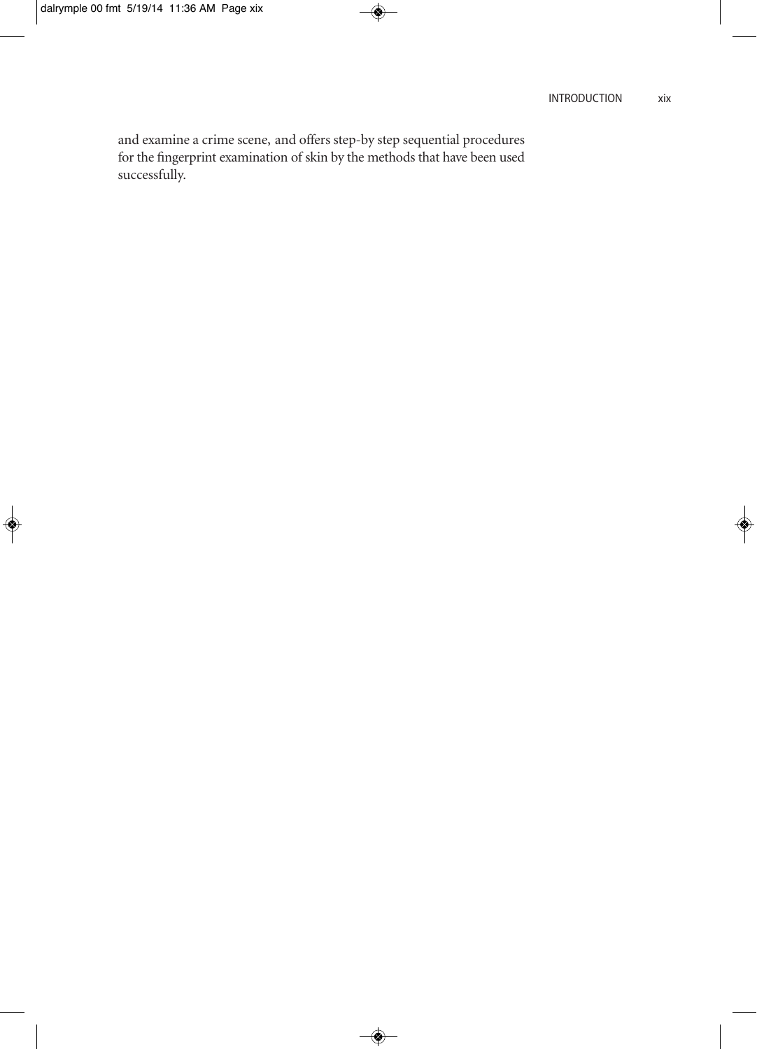and examine a crime scene, and offers step-by step sequential procedures for the fingerprint examination of skin by the methods that have been used successfully.